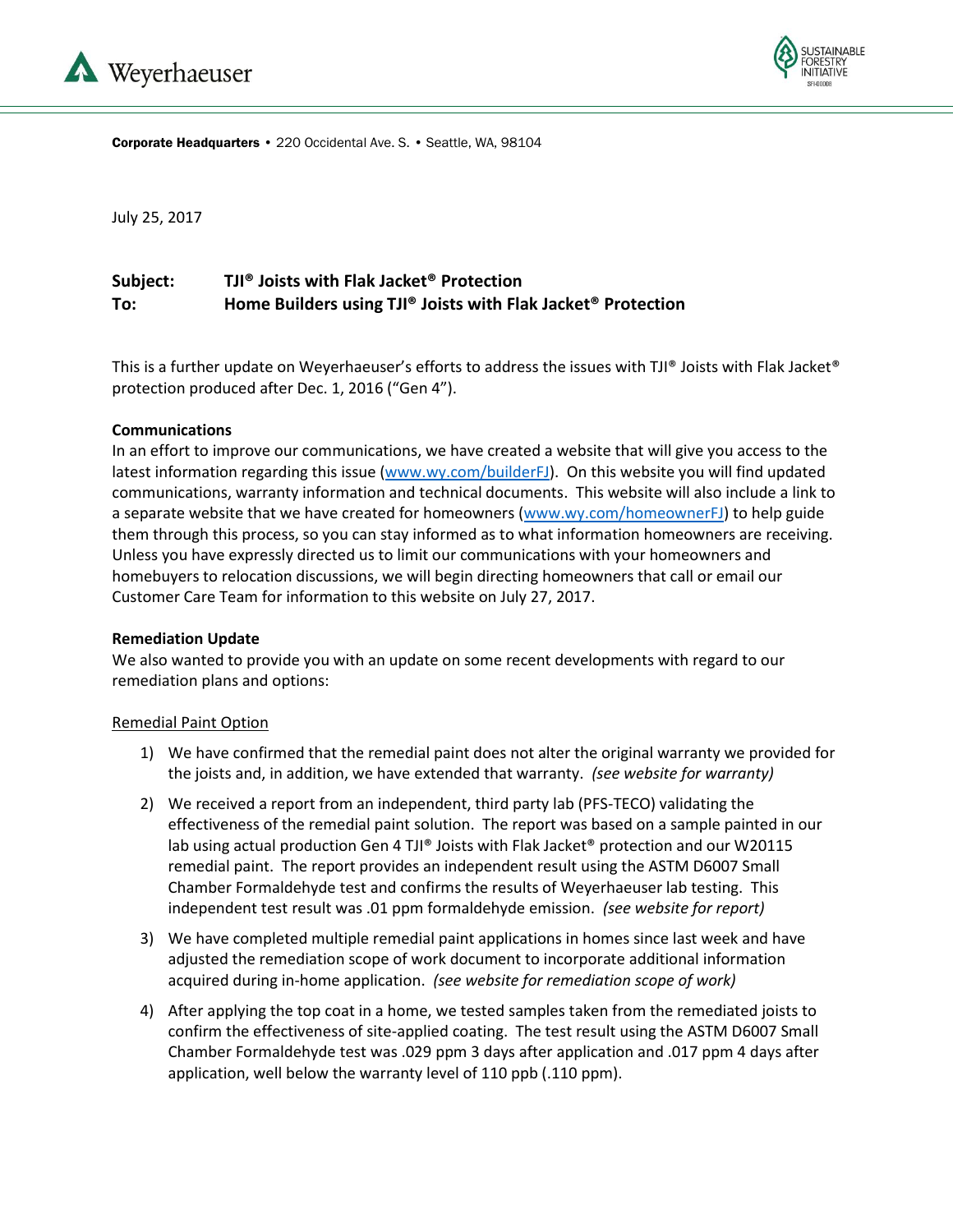Weyerhaeuser

SUSTAINABLE FORESTRY INITIATIVE

**Corporate Headquarters** • 220 Occidental Ave. S. • Seattle, WA, 98104

July 25, 2017

**Subject:** **TJI® Joists with Flak Jacket® Protection**
**To:** **Home Builders using TJI® Joists with Flak Jacket® Protection**

This is a further update on Weyerhaeuser's efforts to address the issues with TJI® Joists with Flak Jacket® protection produced after Dec. 1, 2016 ("Gen 4").

**Communications**
In an effort to improve our communications, we have created a website that will give you access to the latest information regarding this issue (www.wy.com/builderFJ). On this website you will find updated communications, warranty information and technical documents. This website will also include a link to a separate website that we have created for homeowners (www.wy.com/homeownerFJ) to help guide them through this process, so you can stay informed as to what information homeowners are receiving. Unless you have expressly directed us to limit our communications with your homeowners and homebuyers to relocation discussions, we will begin directing homeowners that call or email our Customer Care Team for information to this website on July 27, 2017.

**Remediation Update**
We also wanted to provide you with an update on some recent developments with regard to our remediation plans and options:

Remedial Paint Option

1) We have confirmed that the remedial paint does not alter the original warranty we provided for the joists and, in addition, we have extended that warranty. *(see website for warranty)*
2) We received a report from an independent, third party lab (PFS-TECO) validating the effectiveness of the remedial paint solution. The report was based on a sample painted in our lab using actual production Gen 4 TJI® Joists with Flak Jacket® protection and our W20115 remedial paint. The report provides an independent result using the ASTM D6007 Small Chamber Formaldehyde test and confirms the results of Weyerhaeuser lab testing. This independent test result was .01 ppm formaldehyde emission. *(see website for report)*
3) We have completed multiple remedial paint applications in homes since last week and have adjusted the remediation scope of work document to incorporate additional information acquired during in-home application. *(see website for remediation scope of work)*
4) After applying the top coat in a home, we tested samples taken from the remediated joists to confirm the effectiveness of site-applied coating. The test result using the ASTM D6007 Small Chamber Formaldehyde test was .029 ppm 3 days after application and .017 ppm 4 days after application, well below the warranty level of 110 ppb (.110 ppm).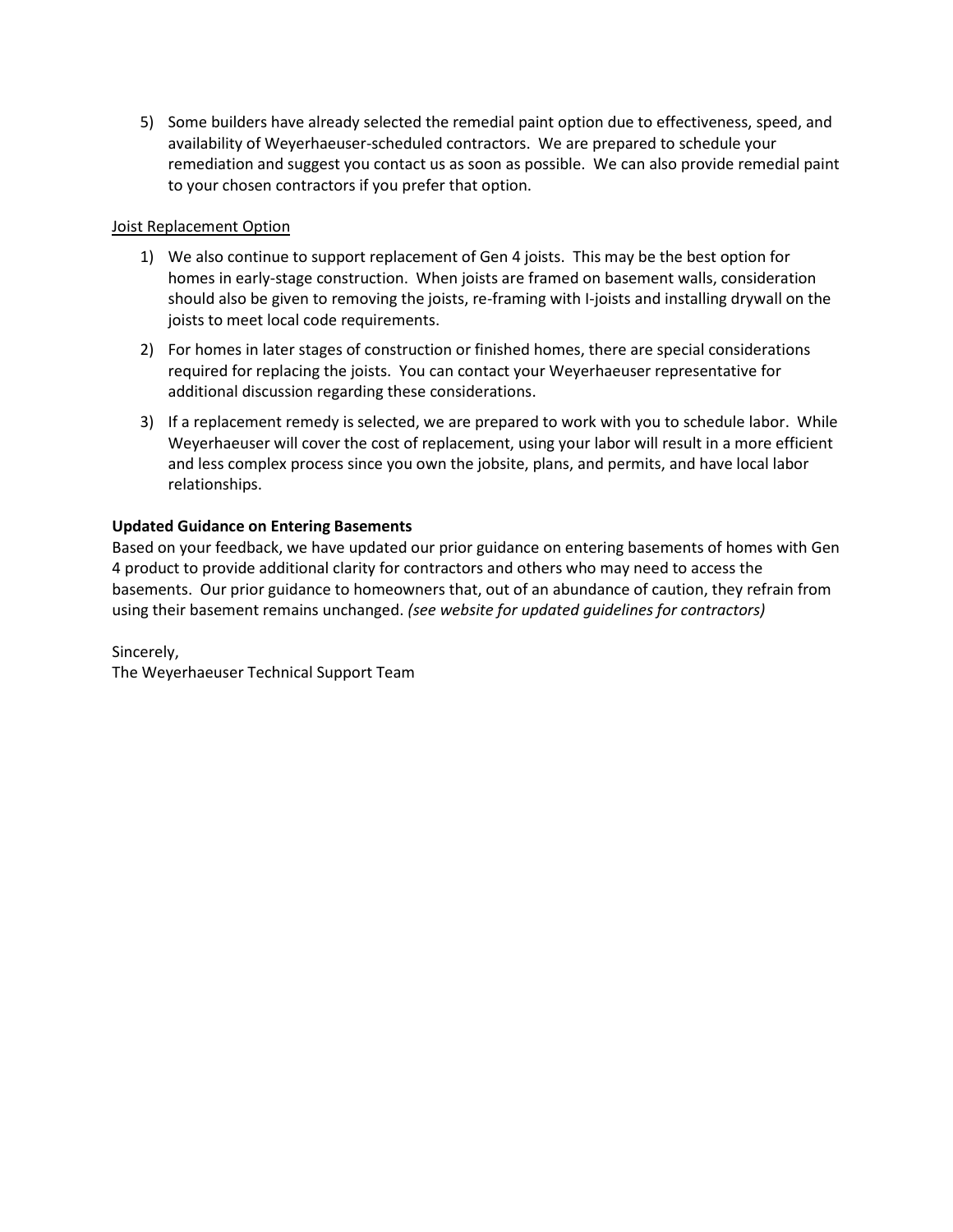5) Some builders have already selected the remedial paint option due to effectiveness, speed, and availability of Weyerhaeuser-scheduled contractors. We are prepared to schedule your remediation and suggest you contact us as soon as possible. We can also provide remedial paint to your chosen contractors if you prefer that option.

<u>Joist Replacement Option</u>

1) We also continue to support replacement of Gen 4 joists. This may be the best option for homes in early-stage construction. When joists are framed on basement walls, consideration should also be given to removing the joists, re-framing with I-joists and installing drywall on the joists to meet local code requirements.
2) For homes in later stages of construction or finished homes, there are special considerations required for replacing the joists. You can contact your Weyerhaeuser representative for additional discussion regarding these considerations.
3) If a replacement remedy is selected, we are prepared to work with you to schedule labor. While Weyerhaeuser will cover the cost of replacement, using your labor will result in a more efficient and less complex process since you own the jobsite, plans, and permits, and have local labor relationships.

**Updated Guidance on Entering Basements**

Based on your feedback, we have updated our prior guidance on entering basements of homes with Gen 4 product to provide additional clarity for contractors and others who may need to access the basements. Our prior guidance to homeowners that, out of an abundance of caution, they refrain from using their basement remains unchanged. *(see website for updated guidelines for contractors)*

Sincerely,
The Weyerhaeuser Technical Support Team